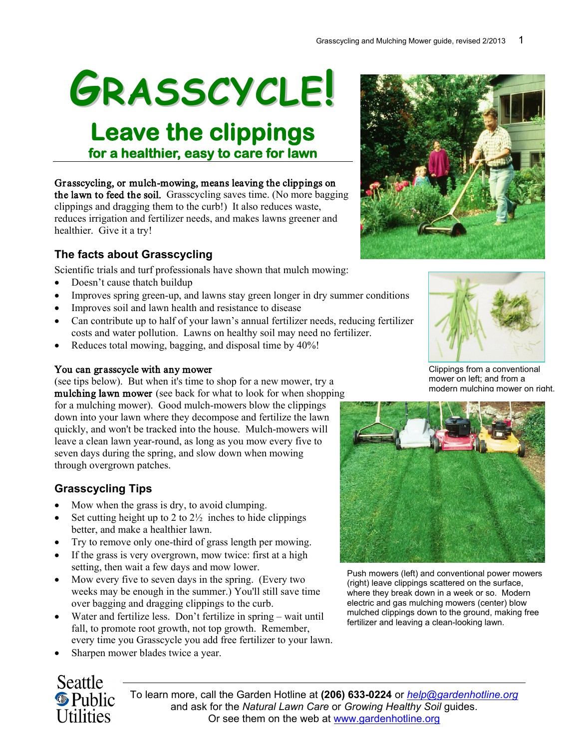# GRASSCYCLE!

## Leave the clippings

### for a healthier, easy to care for lawn

**Grasscycling, or mulch-mowing, means leaving the clippings on the lawn to feed the soil.** Grasscycling saves time. (No more bagging clippings and dragging them to the curb!) It also reduces waste, reduces irrigation and fertilizer needs, and makes lawns greener and healthier. Give it a try!

## The facts about Grasscycling

Scientific trials and turf professionals have shown that mulch mowing:

- Doesn't cause thatch buildup
- Improves spring green-up, and lawns stay green longer in dry summer conditions
- Improves soil and lawn health and resistance to disease
- Can contribute up to half of your lawn's annual fertilizer needs, reducing fertilizer costs and water pollution. Lawns on healthy soil may need no fertilizer.
- Reduces total mowing, bagging, and disposal time by 40%!

Clippings from a conventional mower on left; and from a modern mulching mower on right.

**You can grasscycle with any mower** (see tips below). But when it's time to shop for a new mower, try a **mulching lawn mower** (see back for what to look for when shopping for a mulching mower). Good mulch-mowers blow the clippings down into your lawn where they decompose and fertilize the lawn quickly, and won't be tracked into the house. Mulch-mowers will leave a clean lawn year-round, as long as you mow every five to seven days during the spring, and slow down when mowing through overgrown patches.

## Grasscycling Tips

- Mow when the grass is dry, to avoid clumping.
- Set cutting height up to 2 to 2½ inches to hide clippings better, and make a healthier lawn.
- Try to remove only one-third of grass length per mowing.
- If the grass is very overgrown, mow twice: first at a high setting, then wait a few days and mow lower.
- Mow every five to seven days in the spring. (Every two weeks may be enough in the summer.) You'll still save time over bagging and dragging clippings to the curb.
- Water and fertilize less. Don't fertilize in spring – wait until fall, to promote root growth, not top growth. Remember, every time you Grasscycle you add free fertilizer to your lawn.
- Sharpen mower blades twice a year.

Push mowers (left) and conventional power mowers (right) leave clippings scattered on the surface, where they break down in a week or so. Modern electric and gas mulching mowers (center) blow mulched clippings down to the ground, making free fertilizer and leaving a clean-looking lawn.

Seattle Public Utilities

To learn more, call the Garden Hotline at **(206) 633-0224** or *help@gardenhotline.org* and ask for the *Natural Lawn Care* or *Growing Healthy Soil* guides. Or see them on the web at www.gardenhotline.org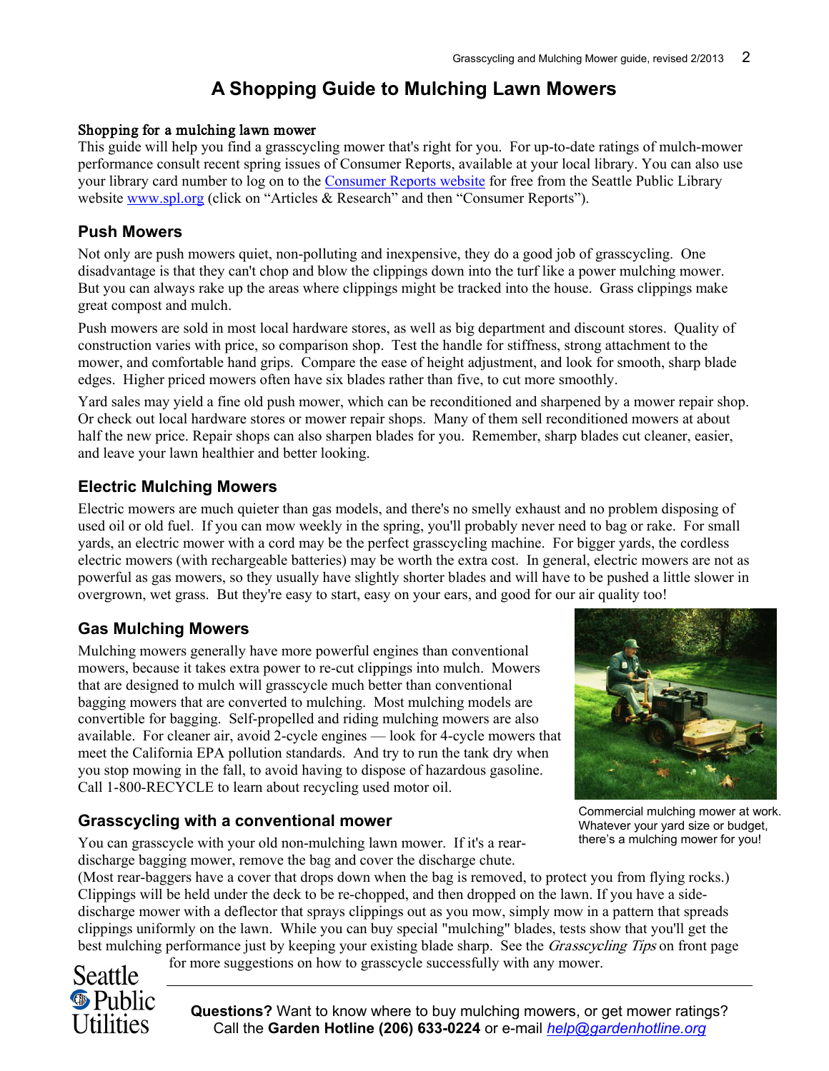# A Shopping Guide to Mulching Lawn Mowers

**Shopping for a mulching lawn mower**

This guide will help you find a grasscycling mower that's right for you. For up-to-date ratings of mulch-mower performance consult recent spring issues of Consumer Reports, available at your local library. You can also use your library card number to log on to the Consumer Reports website for free from the Seattle Public Library website www.spl.org (click on "Articles & Research" and then "Consumer Reports").

## Push Mowers

Not only are push mowers quiet, non-polluting and inexpensive, they do a good job of grasscycling. One disadvantage is that they can't chop and blow the clippings down into the turf like a power mulching mower. But you can always rake up the areas where clippings might be tracked into the house. Grass clippings make great compost and mulch.

Push mowers are sold in most local hardware stores, as well as big department and discount stores. Quality of construction varies with price, so comparison shop. Test the handle for stiffness, strong attachment to the mower, and comfortable hand grips. Compare the ease of height adjustment, and look for smooth, sharp blade edges. Higher priced mowers often have six blades rather than five, to cut more smoothly.

Yard sales may yield a fine old push mower, which can be reconditioned and sharpened by a mower repair shop. Or check out local hardware stores or mower repair shops. Many of them sell reconditioned mowers at about half the new price. Repair shops can also sharpen blades for you. Remember, sharp blades cut cleaner, easier, and leave your lawn healthier and better looking.

## Electric Mulching Mowers

Electric mowers are much quieter than gas models, and there's no smelly exhaust and no problem disposing of used oil or old fuel. If you can mow weekly in the spring, you'll probably never need to bag or rake. For small yards, an electric mower with a cord may be the perfect grasscycling machine. For bigger yards, the cordless electric mowers (with rechargeable batteries) may be worth the extra cost. In general, electric mowers are not as powerful as gas mowers, so they usually have slightly shorter blades and will have to be pushed a little slower in overgrown, wet grass. But they're easy to start, easy on your ears, and good for our air quality too!

## Gas Mulching Mowers

Mulching mowers generally have more powerful engines than conventional mowers, because it takes extra power to re-cut clippings into mulch. Mowers that are designed to mulch will grasscycle much better than conventional bagging mowers that are converted to mulching. Most mulching models are convertible for bagging. Self-propelled and riding mulching mowers are also available. For cleaner air, avoid 2-cycle engines — look for 4-cycle mowers that meet the California EPA pollution standards. And try to run the tank dry when you stop mowing in the fall, to avoid having to dispose of hazardous gasoline. Call 1-800-RECYCLE to learn about recycling used motor oil.

Commercial mulching mower at work. Whatever your yard size or budget, there's a mulching mower for you!

## Grasscycling with a conventional mower

You can grasscycle with your old non-mulching lawn mower. If it's a rear-discharge bagging mower, remove the bag and cover the discharge chute. (Most rear-baggers have a cover that drops down when the bag is removed, to protect you from flying rocks.) Clippings will be held under the deck to be re-chopped, and then dropped on the lawn. If you have a side-discharge mower with a deflector that sprays clippings out as you mow, simply mow in a pattern that spreads clippings uniformly on the lawn. While you can buy special "mulching" blades, tests show that you'll get the best mulching performance just by keeping your existing blade sharp. See the *Grasscycling Tips* on front page for more suggestions on how to grasscycle successfully with any mower.

Seattle Public Utilities

**Questions?** Want to know where to buy mulching mowers, or get mower ratings? Call the **Garden Hotline (206) 633-0224** or e-mail *help@gardenhotline.org*